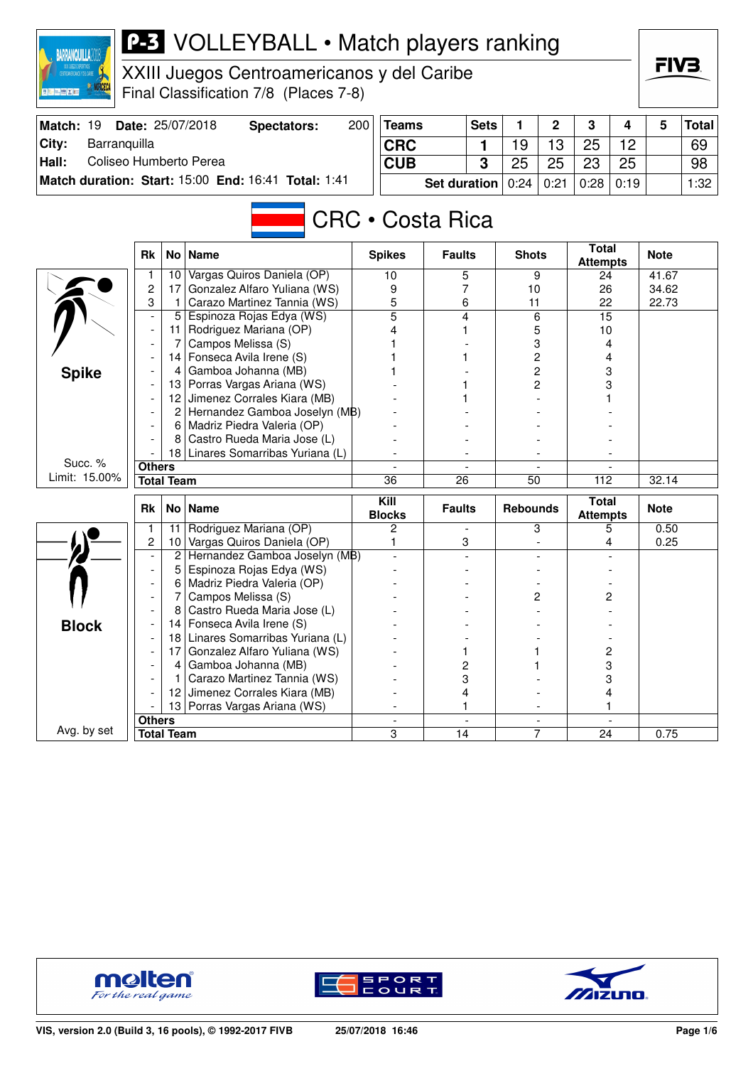# P-3 VOLLEYBALL • Match players ranking

XXIII Juegos Centroamericanos y del Caribe
Final Classification 7/8 (Places 7-8)

| Match: 19 | Date: 25/07/2018 | Spectators: 200 |
|---|---|---|
| City: | Barranquilla | |
| Hall: | Coliseo Humberto Perea | |
| Match duration: | Start: 15:00 End: 16:41 | Total: 1:41 |

| Teams | Sets | 1 | 2 | 3 | 4 | 5 | Total |
|---|---|---|---|---|---|---|---|
| CRC | 1 | 19 | 13 | 25 | 12 | | 69 |
| CUB | 3 | 25 | 25 | 23 | 25 | | 98 |
| Set duration | | 0:24 | 0:21 | 0:28 | 0:19 | | 1:32 |

## CRC • Costa Rica

### Spike (Succ. % Limit: 15.00%)

| Rk | No | Name | Spikes | Faults | Shots | Total Attempts | Note |
|---|---|---|---|---|---|---|---|
| 1 | 10 | Vargas Quiros Daniela (OP) | 10 | 5 | 9 | 24 | 41.67 |
| 2 | 17 | Gonzalez Alfaro Yuliana (WS) | 9 | 7 | 10 | 26 | 34.62 |
| 3 | 1 | Carazo Martinez Tannia (WS) | 5 | 6 | 11 | 22 | 22.73 |
| - | 5 | Espinoza Rojas Edya (WS) | 5 | 4 | 6 | 15 | |
| - | 11 | Rodriguez Mariana (OP) | 4 | 1 | 5 | 10 | |
| - | 7 | Campos Melissa (S) | 1 | - | 3 | 4 | |
| - | 14 | Fonseca Avila Irene (S) | 1 | 1 | 2 | 4 | |
| - | 4 | Gamboa Johanna (MB) | 1 | - | 2 | 3 | |
| - | 13 | Porras Vargas Ariana (WS) | - | 1 | 2 | 3 | |
| - | 12 | Jimenez Corrales Kiara (MB) | - | 1 | - | 1 | |
| - | 2 | Hernandez Gamboa Joselyn (MB) | - | - | - | - | |
| - | 6 | Madriz Piedra Valeria (OP) | - | - | - | - | |
| - | 8 | Castro Rueda Maria Jose (L) | - | - | - | - | |
| - | 18 | Linares Somarribas Yuriana (L) | - | - | - | - | |
| | | Others | - | - | - | - | |
| | | Total Team | 36 | 26 | 50 | 112 | 32.14 |

### Block (Avg. by set)

| Rk | No | Name | Kill Blocks | Faults | Rebounds | Total Attempts | Note |
|---|---|---|---|---|---|---|---|
| 1 | 11 | Rodriguez Mariana (OP) | 2 | - | 3 | 5 | 0.50 |
| 2 | 10 | Vargas Quiros Daniela (OP) | 1 | 3 | - | 4 | 0.25 |
| - | 2 | Hernandez Gamboa Joselyn (MB) | - | - | - | - | |
| - | 5 | Espinoza Rojas Edya (WS) | - | - | - | - | |
| - | 6 | Madriz Piedra Valeria (OP) | - | - | - | - | |
| - | 7 | Campos Melissa (S) | - | - | 2 | 2 | |
| - | 8 | Castro Rueda Maria Jose (L) | - | - | - | - | |
| - | 14 | Fonseca Avila Irene (S) | - | - | - | - | |
| - | 18 | Linares Somarribas Yuriana (L) | - | - | - | - | |
| - | 17 | Gonzalez Alfaro Yuliana (WS) | - | 1 | 1 | 2 | |
| - | 4 | Gamboa Johanna (MB) | - | 2 | 1 | 3 | |
| - | 1 | Carazo Martinez Tannia (WS) | - | 3 | - | 3 | |
| - | 12 | Jimenez Corrales Kiara (MB) | - | 4 | - | 4 | |
| - | 13 | Porras Vargas Ariana (WS) | - | 1 | - | 1 | |
| | | Others | - | - | - | - | |
| | | Total Team | 3 | 14 | 7 | 24 | 0.75 |

VIS, version 2.0 (Build 3, 16 pools), © 1992-2017 FIVB — 25/07/2018 16:46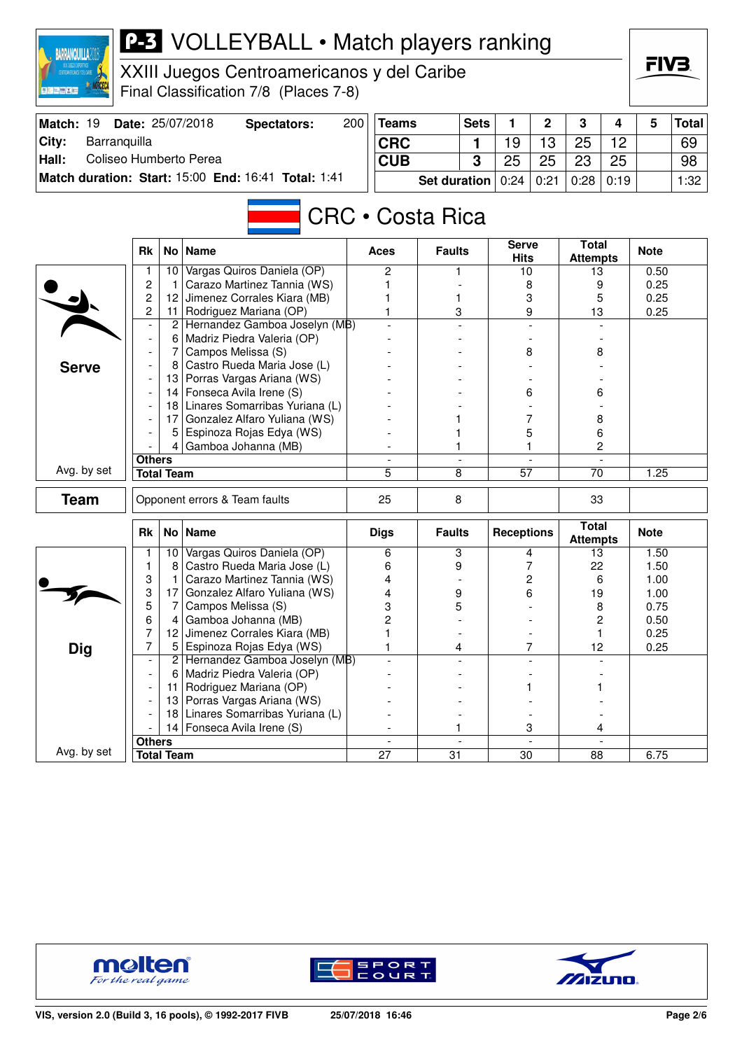# P-3 VOLLEYBALL • Match players ranking

XXIII Juegos Centroamericanos y del Caribe

Final Classification 7/8 (Places 7-8)

| Match: 19 | Date: 25/07/2018 | Spectators: | 200 |
|---|---|---|---|
| City: | Barranquilla | | |
| Hall: | Coliseo Humberto Perea | | |
| Match duration: | Start: 15:00 | End: 16:41 | Total: 1:41 |

| Teams | Sets | 1 | 2 | 3 | 4 | 5 | Total |
|---|---|---|---|---|---|---|---|
| CRC | 1 | 19 | 13 | 25 | 12 | | 69 |
| CUB | 3 | 25 | 25 | 23 | 25 | | 98 |
| Set duration | | 0:24 | 0:21 | 0:28 | 0:19 | | 1:32 |

## CRC • Costa Rica

### Serve

| Rk | No | Name | Aces | Faults | Serve Hits | Total Attempts | Note |
|---|---|---|---|---|---|---|---|
| 1 | 10 | Vargas Quiros Daniela (OP) | 2 | 1 | 10 | 13 | 0.50 |
| 2 | 1 | Carazo Martinez Tannia (WS) | 1 | - | 8 | 9 | 0.25 |
| 2 | 12 | Jimenez Corrales Kiara (MB) | 1 | 1 | 3 | 5 | 0.25 |
| 2 | 11 | Rodriguez Mariana (OP) | 1 | 3 | 9 | 13 | 0.25 |
| - | 2 | Hernandez Gamboa Joselyn (MB) | - | - | - | - | |
| - | 6 | Madriz Piedra Valeria (OP) | - | - | - | - | |
| - | 7 | Campos Melissa (S) | - | - | 8 | 8 | |
| - | 8 | Castro Rueda Maria Jose (L) | - | - | - | - | |
| - | 13 | Porras Vargas Ariana (WS) | - | - | - | - | |
| - | 14 | Fonseca Avila Irene (S) | - | - | 6 | 6 | |
| - | 18 | Linares Somarribas Yuriana (L) | - | - | - | - | |
| - | 17 | Gonzalez Alfaro Yuliana (WS) | - | 1 | 7 | 8 | |
| - | 5 | Espinoza Rojas Edya (WS) | - | 1 | 5 | 6 | |
| - | 4 | Gamboa Johanna (MB) | - | 1 | 1 | 2 | |
| Others | | | - | - | - | - | |
| Total Team | | | 5 | 8 | 57 | 70 | 1.25 (Avg. by set) |

### Team

| | Aces | Faults | Serve Hits | Total Attempts | Note |
|---|---|---|---|---|---|
| Opponent errors & Team faults | 25 | 8 | | 33 | |

### Dig

| Rk | No | Name | Digs | Faults | Receptions | Total Attempts | Note |
|---|---|---|---|---|---|---|---|
| 1 | 10 | Vargas Quiros Daniela (OP) | 6 | 3 | 4 | 13 | 1.50 |
| 1 | 8 | Castro Rueda Maria Jose (L) | 6 | 9 | 7 | 22 | 1.50 |
| 3 | 1 | Carazo Martinez Tannia (WS) | 4 | - | 2 | 6 | 1.00 |
| 3 | 17 | Gonzalez Alfaro Yuliana (WS) | 4 | 9 | 6 | 19 | 1.00 |
| 5 | 7 | Campos Melissa (S) | 3 | 5 | - | 8 | 0.75 |
| 6 | 4 | Gamboa Johanna (MB) | 2 | - | - | 2 | 0.50 |
| 7 | 12 | Jimenez Corrales Kiara (MB) | 1 | - | - | 1 | 0.25 |
| 7 | 5 | Espinoza Rojas Edya (WS) | 1 | 4 | 7 | 12 | 0.25 |
| - | 2 | Hernandez Gamboa Joselyn (MB) | - | - | - | - | |
| - | 6 | Madriz Piedra Valeria (OP) | - | - | - | - | |
| - | 11 | Rodriguez Mariana (OP) | - | - | 1 | 1 | |
| - | 13 | Porras Vargas Ariana (WS) | - | - | - | - | |
| - | 18 | Linares Somarribas Yuriana (L) | - | - | - | - | |
| - | 14 | Fonseca Avila Irene (S) | - | 1 | 3 | 4 | |
| Others | | | - | - | - | - | |
| Total Team | | | 27 | 31 | 30 | 88 | 6.75 (Avg. by set) |

VIS, version 2.0 (Build 3, 16 pools), © 1992-2017 FIVB — 25/07/2018 16:46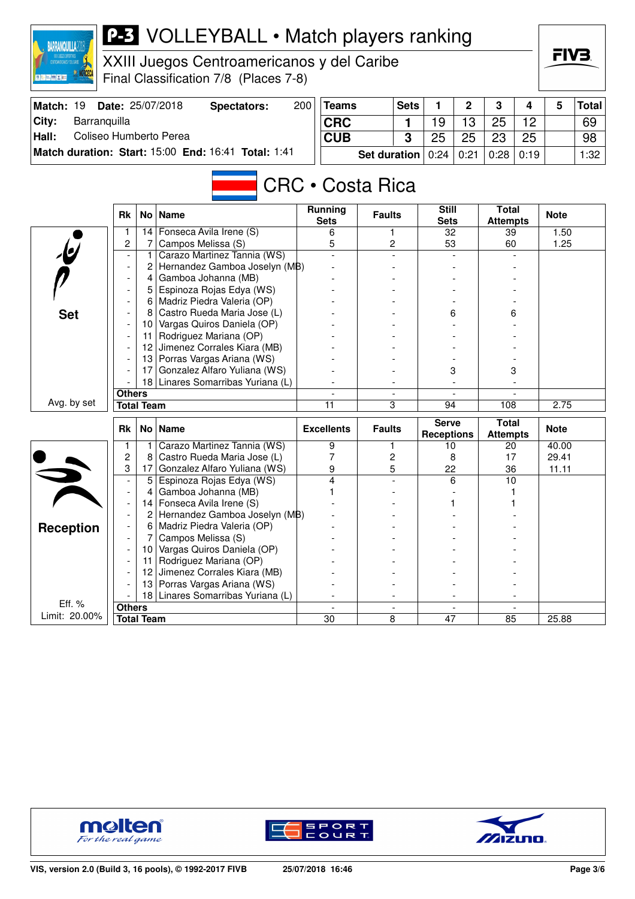# P-3 VOLLEYBALL • Match players ranking

## XXIII Juegos Centroamericanos y del Caribe

Final Classification 7/8 (Places 7-8)

| Match: 19 | Date: 25/07/2018 | Spectators: | 200 |
|---|---|---|---|
| City: | Barranquilla | | |
| Hall: | Coliseo Humberto Perea | | |
| Match duration: | Start: 15:00 | End: 16:41 | Total: 1:41 |

| Teams | Sets | 1 | 2 | 3 | 4 | 5 | Total |
|---|---|---|---|---|---|---|---|
| CRC | 1 | 19 | 13 | 25 | 12 | | 69 |
| CUB | 3 | 25 | 25 | 23 | 25 | | 98 |
| Set duration | | 0:24 | 0:21 | 0:28 | 0:19 | | 1:32 |

## CRC • Costa Rica

### Set

| Rk | No | Name | Running Sets | Faults | Still Sets | Total Attempts | Note |
|---|---|---|---|---|---|---|---|
| 1 | 14 | Fonseca Avila Irene (S) | 6 | 1 | 32 | 39 | 1.50 |
| 2 | 7 | Campos Melissa (S) | 5 | 2 | 53 | 60 | 1.25 |
| - | 1 | Carazo Martinez Tannia (WS) | - | - | - | - | |
| - | 2 | Hernandez Gamboa Joselyn (MB) | - | - | - | - | |
| - | 4 | Gamboa Johanna (MB) | - | - | - | - | |
| - | 5 | Espinoza Rojas Edya (WS) | - | - | - | - | |
| - | 6 | Madriz Piedra Valeria (OP) | - | - | - | - | |
| - | 8 | Castro Rueda Maria Jose (L) | - | - | 6 | 6 | |
| - | 10 | Vargas Quiros Daniela (OP) | - | - | - | - | |
| - | 11 | Rodriguez Mariana (OP) | - | - | - | - | |
| - | 12 | Jimenez Corrales Kiara (MB) | - | - | - | - | |
| - | 13 | Porras Vargas Ariana (WS) | - | - | - | - | |
| - | 17 | Gonzalez Alfaro Yuliana (WS) | - | - | 3 | 3 | |
| - | 18 | Linares Somarribas Yuriana (L) | - | - | - | - | |
| Others | | | - | - | - | - | |
| Total Team | | | 11 | 3 | 94 | 108 | 2.75 |

Avg. by set

### Reception

| Rk | No | Name | Excellents | Faults | Serve Receptions | Total Attempts | Note |
|---|---|---|---|---|---|---|---|
| 1 | 1 | Carazo Martinez Tannia (WS) | 9 | 1 | 10 | 20 | 40.00 |
| 2 | 8 | Castro Rueda Maria Jose (L) | 7 | 2 | 8 | 17 | 29.41 |
| 3 | 17 | Gonzalez Alfaro Yuliana (WS) | 9 | 5 | 22 | 36 | 11.11 |
| - | 5 | Espinoza Rojas Edya (WS) | 4 | - | 6 | 10 | |
| - | 4 | Gamboa Johanna (MB) | 1 | - | - | 1 | |
| - | 14 | Fonseca Avila Irene (S) | - | - | 1 | 1 | |
| - | 2 | Hernandez Gamboa Joselyn (MB) | - | - | - | - | |
| - | 6 | Madriz Piedra Valeria (OP) | - | - | - | - | |
| - | 7 | Campos Melissa (S) | - | - | - | - | |
| - | 10 | Vargas Quiros Daniela (OP) | - | - | - | - | |
| - | 11 | Rodriguez Mariana (OP) | - | - | - | - | |
| - | 12 | Jimenez Corrales Kiara (MB) | - | - | - | - | |
| - | 13 | Porras Vargas Ariana (WS) | - | - | - | - | |
| - | 18 | Linares Somarribas Yuriana (L) | - | - | - | - | |
| Others | | | - | - | - | - | |
| Total Team | | | 30 | 8 | 47 | 85 | 25.88 |

Eff. %
Limit: 20.00%

VIS, version 2.0 (Build 3, 16 pools), © 1992-2017 FIVB — 25/07/2018 16:46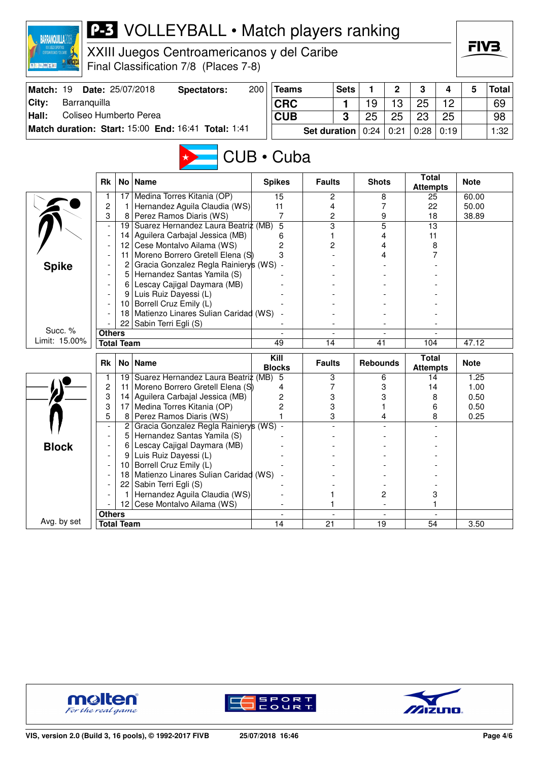# P-3 VOLLEYBALL • Match players ranking

## XXIII Juegos Centroamericanos y del Caribe

Final Classification 7/8 (Places 7-8)

| Match: 19 | Date: 25/07/2018 | Spectators: | 200 |
|---|---|---|---|
| City: | Barranquilla | | |
| Hall: | Coliseo Humberto Perea | | |
| Match duration: Start: 15:00 | End: 16:41 | Total: 1:41 | |

| Teams | Sets | 1 | 2 | 3 | 4 | 5 | Total |
|---|---|---|---|---|---|---|---|
| CRC | 1 | 19 | 13 | 25 | 12 | | 69 |
| CUB | 3 | 25 | 25 | 23 | 25 | | 98 |
| Set duration | | 0:24 | 0:21 | 0:28 | 0:19 | | 1:32 |

## CUB • Cuba

### Spike

Succ. % Limit: 15.00%

| Rk | No | Name | Spikes | Faults | Shots | Total Attempts | Note |
|---|---|---|---|---|---|---|---|
| 1 | 17 | Medina Torres Kitania (OP) | 15 | 2 | 8 | 25 | 60.00 |
| 2 | 1 | Hernandez Aguila Claudia (WS) | 11 | 4 | 7 | 22 | 50.00 |
| 3 | 8 | Perez Ramos Diaris (WS) | 7 | 2 | 9 | 18 | 38.89 |
| - | 19 | Suarez Hernandez Laura Beatriz (MB) | 5 | 3 | 5 | 13 | |
| - | 14 | Aguilera Carbajal Jessica (MB) | 6 | 1 | 4 | 11 | |
| - | 12 | Cese Montalvo Ailama (WS) | 2 | 2 | 4 | 8 | |
| - | 11 | Moreno Borrero Gretell Elena (S) | 3 | - | 4 | 7 | |
| - | 2 | Gracia Gonzalez Regla Rainierys (WS) | - | - | - | - | |
| - | 5 | Hernandez Santas Yamila (S) | - | - | - | - | |
| - | 6 | Lescay Cajigal Daymara (MB) | - | - | - | - | |
| - | 9 | Luis Ruiz Dayessi (L) | - | - | - | - | |
| - | 10 | Borrell Cruz Emily (L) | - | - | - | - | |
| - | 18 | Matienzo Linares Sulian Caridad (WS) | - | - | - | - | |
| - | 22 | Sabin Terri Egli (S) | - | - | - | - | |
| Others | | | - | - | - | - | |
| Total Team | | | 49 | 14 | 41 | 104 | 47.12 |

### Block

Avg. by set

| Rk | No | Name | Kill Blocks | Faults | Rebounds | Total Attempts | Note |
|---|---|---|---|---|---|---|---|
| 1 | 19 | Suarez Hernandez Laura Beatriz (MB) | 5 | 3 | 6 | 14 | 1.25 |
| 2 | 11 | Moreno Borrero Gretell Elena (S) | 4 | 7 | 3 | 14 | 1.00 |
| 3 | 14 | Aguilera Carbajal Jessica (MB) | 2 | 3 | 3 | 8 | 0.50 |
| 3 | 17 | Medina Torres Kitania (OP) | 2 | 3 | 1 | 6 | 0.50 |
| 5 | 8 | Perez Ramos Diaris (WS) | 1 | 3 | 4 | 8 | 0.25 |
| - | 2 | Gracia Gonzalez Regla Rainierys (WS) | - | - | - | - | |
| - | 5 | Hernandez Santas Yamila (S) | - | - | - | - | |
| - | 6 | Lescay Cajigal Daymara (MB) | - | - | - | - | |
| - | 9 | Luis Ruiz Dayessi (L) | - | - | - | - | |
| - | 10 | Borrell Cruz Emily (L) | - | - | - | - | |
| - | 18 | Matienzo Linares Sulian Caridad (WS) | - | - | - | - | |
| - | 22 | Sabin Terri Egli (S) | - | - | - | - | |
| - | 1 | Hernandez Aguila Claudia (WS) | - | 1 | 2 | 3 | |
| - | 12 | Cese Montalvo Ailama (WS) | - | 1 | - | 1 | |
| Others | | | - | - | - | - | |
| Total Team | | | 14 | 21 | 19 | 54 | 3.50 |

VIS, version 2.0 (Build 3, 16 pools), © 1992-2017 FIVB 25/07/2018 16:46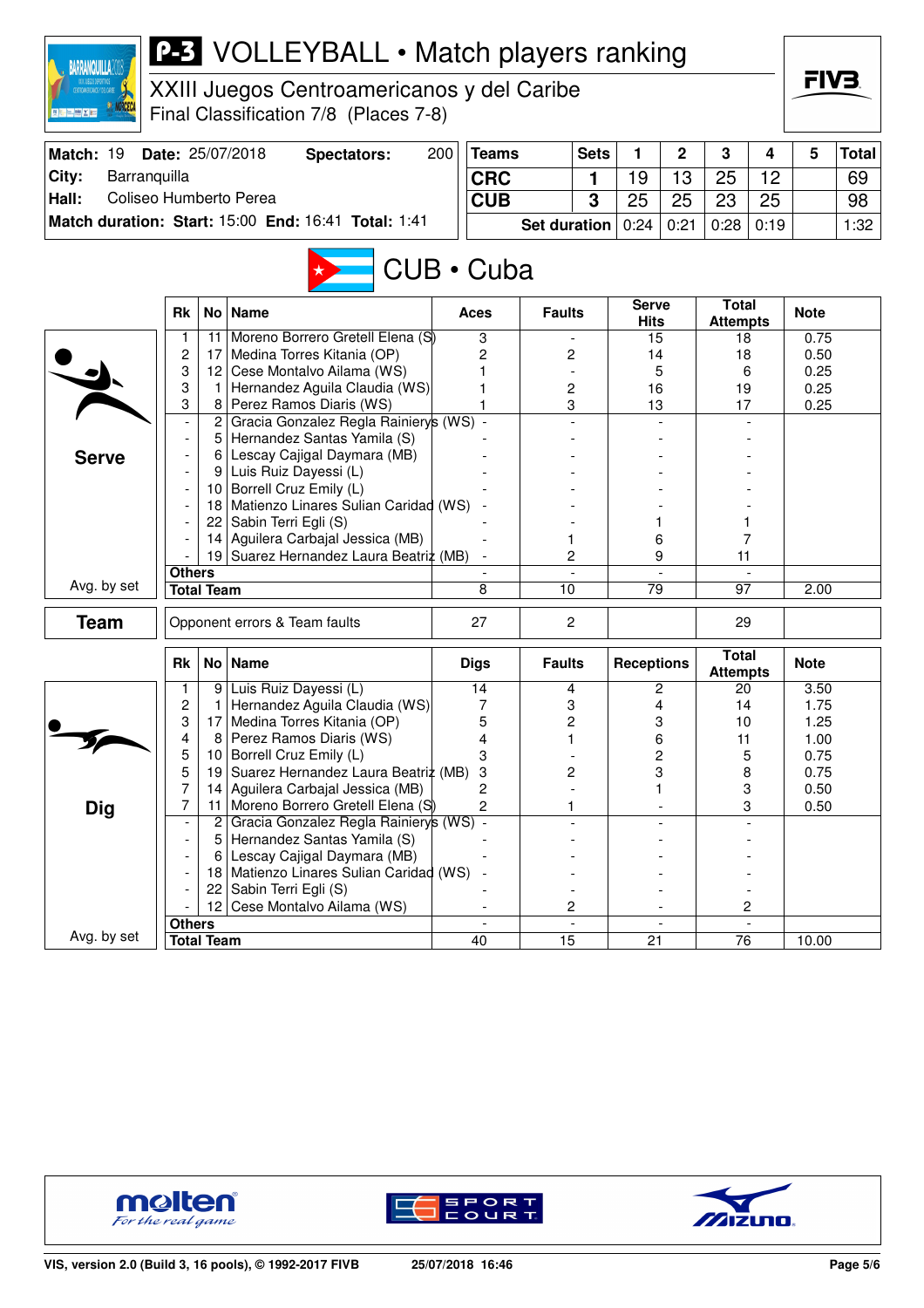# P-3 VOLLEYBALL • Match players ranking

## XXIII Juegos Centroamericanos y del Caribe

Final Classification 7/8 (Places 7-8)

| | | | |
|---|---|---|---|
| **Match:** 19 | **Date:** 25/07/2018 | **Spectators:** | 200 |
| **City:** | Barranquilla | | |
| **Hall:** | Coliseo Humberto Perea | | |
| **Match duration:** Start: 15:00 | **End:** 16:41 | **Total:** 1:41 | |

| Teams | Sets | 1 | 2 | 3 | 4 | 5 | Total |
|---|---|---|---|---|---|---|---|
| CRC | 1 | 19 | 13 | 25 | 12 | | 69 |
| CUB | 3 | 25 | 25 | 23 | 25 | | 98 |
| Set duration | | 0:24 | 0:21 | 0:28 | 0:19 | | 1:32 |

## CUB • Cuba

### Serve

| Rk | No | Name | Aces | Faults | Serve Hits | Total Attempts | Note |
|---|---|---|---|---|---|---|---|
| 1 | 11 | Moreno Borrero Gretell Elena (S) | 3 | - | 15 | 18 | 0.75 |
| 2 | 17 | Medina Torres Kitania (OP) | 2 | 2 | 14 | 18 | 0.50 |
| 3 | 12 | Cese Montalvo Ailama (WS) | 1 | - | 5 | 6 | 0.25 |
| 3 | 1 | Hernandez Aguila Claudia (WS) | 1 | 2 | 16 | 19 | 0.25 |
| 3 | 8 | Perez Ramos Diaris (WS) | 1 | 3 | 13 | 17 | 0.25 |
| - | 2 | Gracia Gonzalez Regla Rainierys (WS) | - | - | - | - | |
| - | 5 | Hernandez Santas Yamila (S) | - | - | - | - | |
| - | 6 | Lescay Cajigal Daymara (MB) | - | - | - | - | |
| - | 9 | Luis Ruiz Dayessi (L) | - | - | - | - | |
| - | 10 | Borrell Cruz Emily (L) | - | - | - | - | |
| - | 18 | Matienzo Linares Sulian Caridad (WS) | - | - | - | - | |
| - | 22 | Sabin Terri Egli (S) | - | - | 1 | 1 | |
| - | 14 | Aguilera Carbajal Jessica (MB) | - | 1 | 6 | 7 | |
| - | 19 | Suarez Hernandez Laura Beatriz (MB) | - | 2 | 9 | 11 | |
| **Others** | | | - | - | - | - | |
| **Total Team** (Avg. by set) | | | 8 | 10 | 79 | 97 | 2.00 |

### Team

| | Aces | Faults | Serve Hits | Total Attempts | Note |
|---|---|---|---|---|---|
| Opponent errors & Team faults | 27 | 2 | | 29 | |

### Dig

| Rk | No | Name | Digs | Faults | Receptions | Total Attempts | Note |
|---|---|---|---|---|---|---|---|
| 1 | 9 | Luis Ruiz Dayessi (L) | 14 | 4 | 2 | 20 | 3.50 |
| 2 | 1 | Hernandez Aguila Claudia (WS) | 7 | 3 | 4 | 14 | 1.75 |
| 3 | 17 | Medina Torres Kitania (OP) | 5 | 2 | 3 | 10 | 1.25 |
| 4 | 8 | Perez Ramos Diaris (WS) | 4 | 1 | 6 | 11 | 1.00 |
| 5 | 10 | Borrell Cruz Emily (L) | 3 | - | 2 | 5 | 0.75 |
| 5 | 19 | Suarez Hernandez Laura Beatriz (MB) | 3 | 2 | 3 | 8 | 0.75 |
| 7 | 14 | Aguilera Carbajal Jessica (MB) | 2 | - | 1 | 3 | 0.50 |
| 7 | 11 | Moreno Borrero Gretell Elena (S) | 2 | 1 | - | 3 | 0.50 |
| - | 2 | Gracia Gonzalez Regla Rainierys (WS) | - | - | - | - | |
| - | 5 | Hernandez Santas Yamila (S) | - | - | - | - | |
| - | 6 | Lescay Cajigal Daymara (MB) | - | - | - | - | |
| - | 18 | Matienzo Linares Sulian Caridad (WS) | - | - | - | - | |
| - | 22 | Sabin Terri Egli (S) | - | - | - | - | |
| - | 12 | Cese Montalvo Ailama (WS) | - | 2 | - | 2 | |
| **Others** | | | - | - | - | - | |
| **Total Team** (Avg. by set) | | | 40 | 15 | 21 | 76 | 10.00 |

VIS, version 2.0 (Build 3, 16 pools), © 1992-2017 FIVB — 25/07/2018 16:46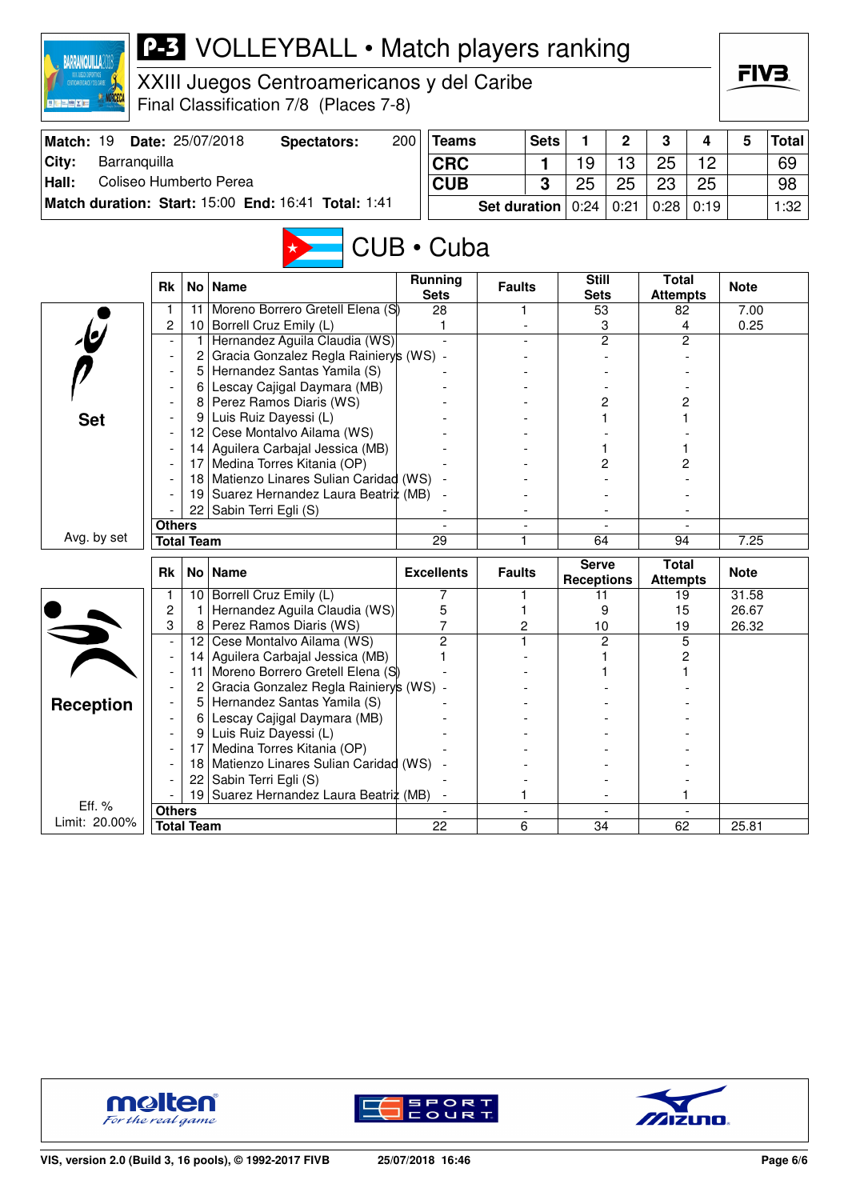# P-3 VOLLEYBALL • Match players ranking

XXIII Juegos Centroamericanos y del Caribe

Final Classification 7/8 (Places 7-8)

| Match: 19 | Date: 25/07/2018 | Spectators: | 200 |
|---|---|---|---|
| City: | Barranquilla | | |
| Hall: | Coliseo Humberto Perea | | |
| Match duration: | Start: 15:00 | End: 16:41 | Total: 1:41 |

| Teams | Sets | 1 | 2 | 3 | 4 | 5 | Total |
|---|---|---|---|---|---|---|---|
| CRC | 1 | 19 | 13 | 25 | 12 | | 69 |
| CUB | 3 | 25 | 25 | 23 | 25 | | 98 |
| Set duration | | 0:24 | 0:21 | 0:28 | 0:19 | | 1:32 |

## CUB • Cuba

### Set

| Rk | No | Name | Running Sets | Faults | Still Sets | Total Attempts | Note |
|---|---|---|---|---|---|---|---|
| 1 | 11 | Moreno Borrero Gretell Elena (S) | 28 | 1 | 53 | 82 | 7.00 |
| 2 | 10 | Borrell Cruz Emily (L) | 1 | - | 3 | 4 | 0.25 |
| - | 1 | Hernandez Aguila Claudia (WS) | - | - | 2 | 2 | |
| - | 2 | Gracia Gonzalez Regla Rainierys (WS) | - | - | - | - | |
| - | 5 | Hernandez Santas Yamila (S) | - | - | - | - | |
| - | 6 | Lescay Cajigal Daymara (MB) | - | - | - | - | |
| - | 8 | Perez Ramos Diaris (WS) | - | - | 2 | 2 | |
| - | 9 | Luis Ruiz Dayessi (L) | - | - | 1 | 1 | |
| - | 12 | Cese Montalvo Ailama (WS) | - | - | - | - | |
| - | 14 | Aguilera Carbajal Jessica (MB) | - | - | 1 | 1 | |
| - | 17 | Medina Torres Kitania (OP) | - | - | 2 | 2 | |
| - | 18 | Matienzo Linares Sulian Caridad (WS) | - | - | - | - | |
| - | 19 | Suarez Hernandez Laura Beatriz (MB) | - | - | - | - | |
| - | 22 | Sabin Terri Egli (S) | - | - | - | - | |
| Others | | | - | - | - | - | |
| Total Team | | | 29 | 1 | 64 | 94 | 7.25 |

Avg. by set

### Reception

| Rk | No | Name | Excellents | Faults | Serve Receptions | Total Attempts | Note |
|---|---|---|---|---|---|---|---|
| 1 | 10 | Borrell Cruz Emily (L) | 7 | 1 | 11 | 19 | 31.58 |
| 2 | 1 | Hernandez Aguila Claudia (WS) | 5 | 1 | 9 | 15 | 26.67 |
| 3 | 8 | Perez Ramos Diaris (WS) | 7 | 2 | 10 | 19 | 26.32 |
| - | 12 | Cese Montalvo Ailama (WS) | 2 | 1 | 2 | 5 | |
| - | 14 | Aguilera Carbajal Jessica (MB) | 1 | - | 1 | 2 | |
| - | 11 | Moreno Borrero Gretell Elena (S) | - | - | 1 | 1 | |
| - | 2 | Gracia Gonzalez Regla Rainierys (WS) | - | - | - | - | |
| - | 5 | Hernandez Santas Yamila (S) | - | - | - | - | |
| - | 6 | Lescay Cajigal Daymara (MB) | - | - | - | - | |
| - | 9 | Luis Ruiz Dayessi (L) | - | - | - | - | |
| - | 17 | Medina Torres Kitania (OP) | - | - | - | - | |
| - | 18 | Matienzo Linares Sulian Caridad (WS) | - | - | - | - | |
| - | 22 | Sabin Terri Egli (S) | - | - | - | - | |
| - | 19 | Suarez Hernandez Laura Beatriz (MB) | - | 1 | - | 1 | |
| Others | | | - | - | - | - | |
| Total Team | | | 22 | 6 | 34 | 62 | 25.81 |

Eff. %

Limit: 20.00%

VIS, version 2.0 (Build 3, 16 pools), © 1992-2017 FIVB 25/07/2018 16:46